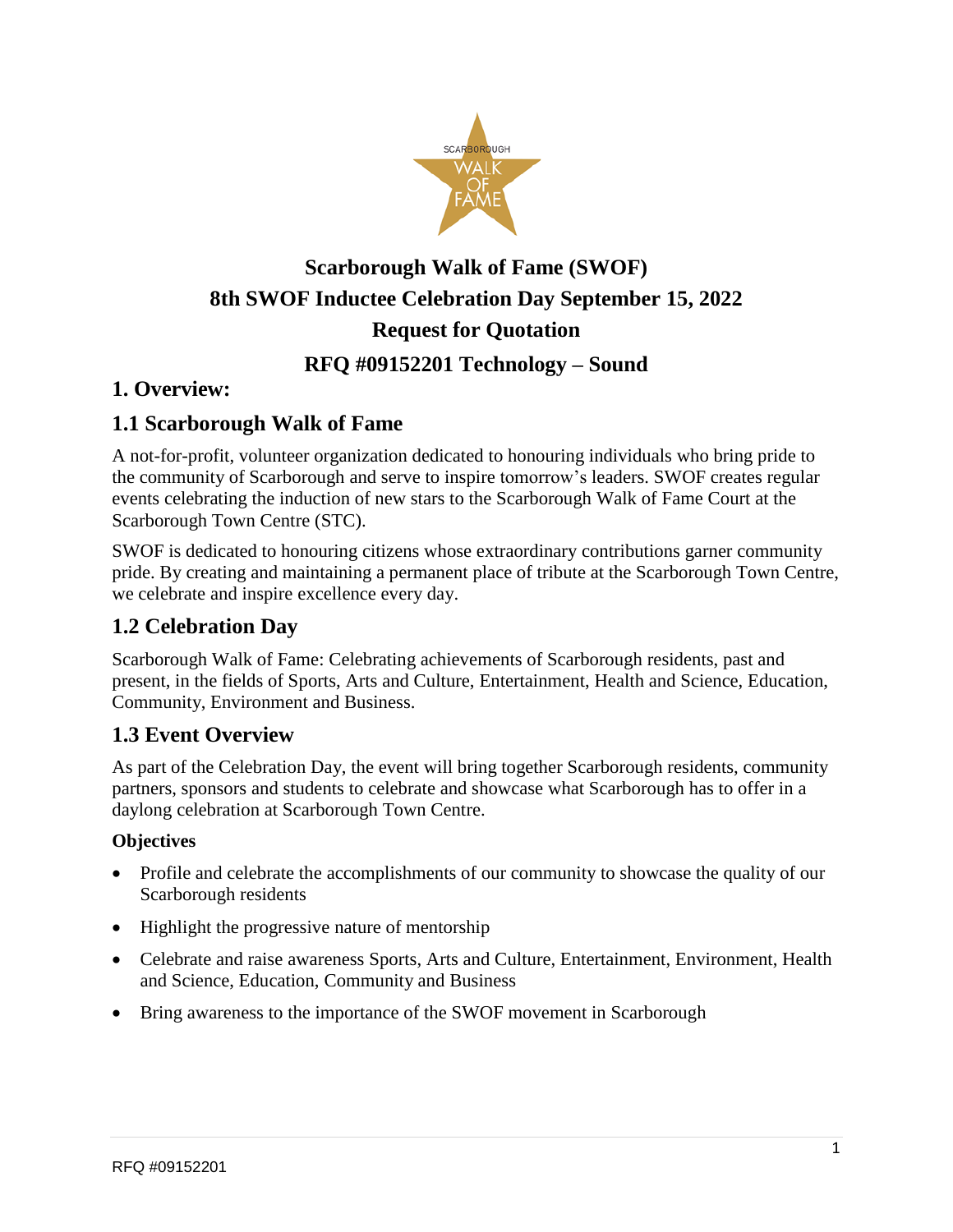# Scarborough Walk of Fame (SWOF)
# 8th SWOF Inductee Celebration Day September 15, 2022
# Request for Quotation
# RFQ #09152201 Technology – Sound

## 1. Overview:

### 1.1 Scarborough Walk of Fame

A not-for-profit, volunteer organization dedicated to honouring individuals who bring pride to the community of Scarborough and serve to inspire tomorrow's leaders. SWOF creates regular events celebrating the induction of new stars to the Scarborough Walk of Fame Court at the Scarborough Town Centre (STC).

SWOF is dedicated to honouring citizens whose extraordinary contributions garner community pride. By creating and maintaining a permanent place of tribute at the Scarborough Town Centre, we celebrate and inspire excellence every day.

### 1.2 Celebration Day

Scarborough Walk of Fame: Celebrating achievements of Scarborough residents, past and present, in the fields of Sports, Arts and Culture, Entertainment, Health and Science, Education, Community, Environment and Business.

### 1.3 Event Overview

As part of the Celebration Day, the event will bring together Scarborough residents, community partners, sponsors and students to celebrate and showcase what Scarborough has to offer in a daylong celebration at Scarborough Town Centre.

**Objectives**

- Profile and celebrate the accomplishments of our community to showcase the quality of our Scarborough residents
- Highlight the progressive nature of mentorship
- Celebrate and raise awareness Sports, Arts and Culture, Entertainment, Environment, Health and Science, Education, Community and Business
- Bring awareness to the importance of the SWOF movement in Scarborough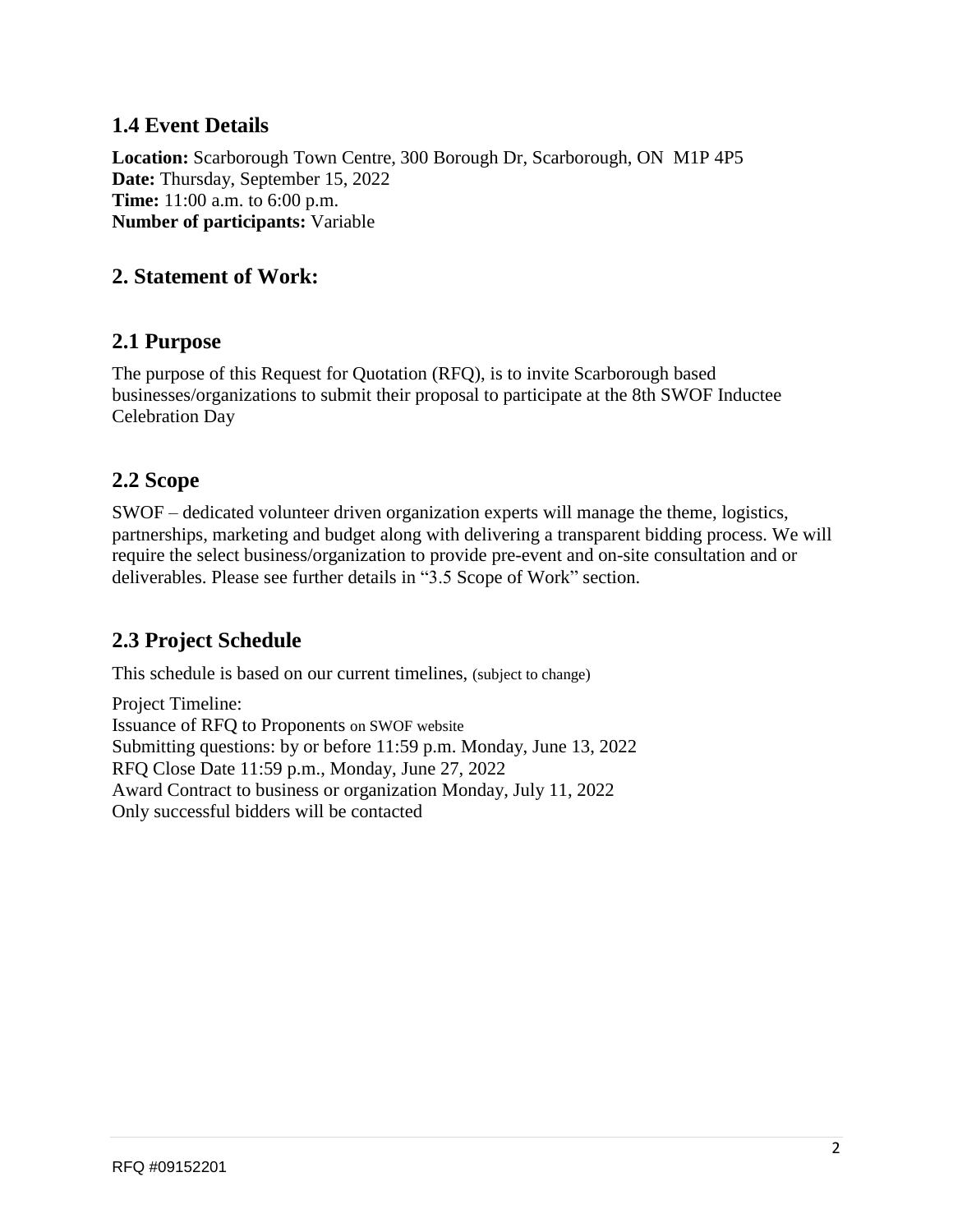## 1.4 Event Details

**Location:** Scarborough Town Centre, 300 Borough Dr, Scarborough, ON M1P 4P5
**Date:** Thursday, September 15, 2022
**Time:** 11:00 a.m. to 6:00 p.m.
**Number of participants:** Variable

## 2. Statement of Work:

## 2.1 Purpose

The purpose of this Request for Quotation (RFQ), is to invite Scarborough based businesses/organizations to submit their proposal to participate at the 8th SWOF Inductee Celebration Day

## 2.2 Scope

SWOF – dedicated volunteer driven organization experts will manage the theme, logistics, partnerships, marketing and budget along with delivering a transparent bidding process. We will require the select business/organization to provide pre-event and on-site consultation and or deliverables. Please see further details in "3.5 Scope of Work" section.

## 2.3 Project Schedule

This schedule is based on our current timelines, (subject to change)

Project Timeline:
Issuance of RFQ to Proponents on SWOF website
Submitting questions: by or before 11:59 p.m. Monday, June 13, 2022
RFQ Close Date 11:59 p.m., Monday, June 27, 2022
Award Contract to business or organization Monday, July 11, 2022
Only successful bidders will be contacted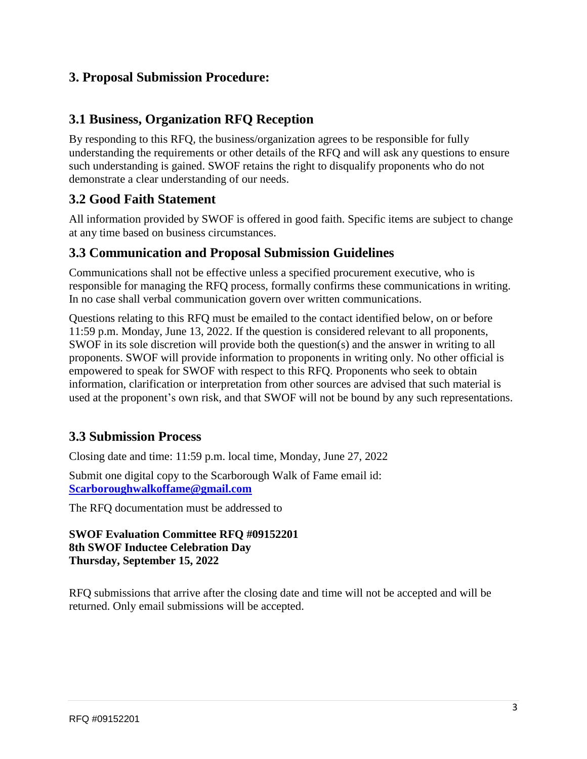## 3. Proposal Submission Procedure:

### 3.1 Business, Organization RFQ Reception

By responding to this RFQ, the business/organization agrees to be responsible for fully understanding the requirements or other details of the RFQ and will ask any questions to ensure such understanding is gained. SWOF retains the right to disqualify proponents who do not demonstrate a clear understanding of our needs.

### 3.2 Good Faith Statement

All information provided by SWOF is offered in good faith. Specific items are subject to change at any time based on business circumstances.

### 3.3 Communication and Proposal Submission Guidelines

Communications shall not be effective unless a specified procurement executive, who is responsible for managing the RFQ process, formally confirms these communications in writing. In no case shall verbal communication govern over written communications.

Questions relating to this RFQ must be emailed to the contact identified below, on or before 11:59 p.m. Monday, June 13, 2022. If the question is considered relevant to all proponents, SWOF in its sole discretion will provide both the question(s) and the answer in writing to all proponents. SWOF will provide information to proponents in writing only. No other official is empowered to speak for SWOF with respect to this RFQ. Proponents who seek to obtain information, clarification or interpretation from other sources are advised that such material is used at the proponent's own risk, and that SWOF will not be bound by any such representations.

### 3.3 Submission Process

Closing date and time: 11:59 p.m. local time, Monday, June 27, 2022

Submit one digital copy to the Scarborough Walk of Fame email id: **Scarboroughwalkoffame@gmail.com**

The RFQ documentation must be addressed to

**SWOF Evaluation Committee RFQ #09152201**
**8th SWOF Inductee Celebration Day**
**Thursday, September 15, 2022**

RFQ submissions that arrive after the closing date and time will not be accepted and will be returned. Only email submissions will be accepted.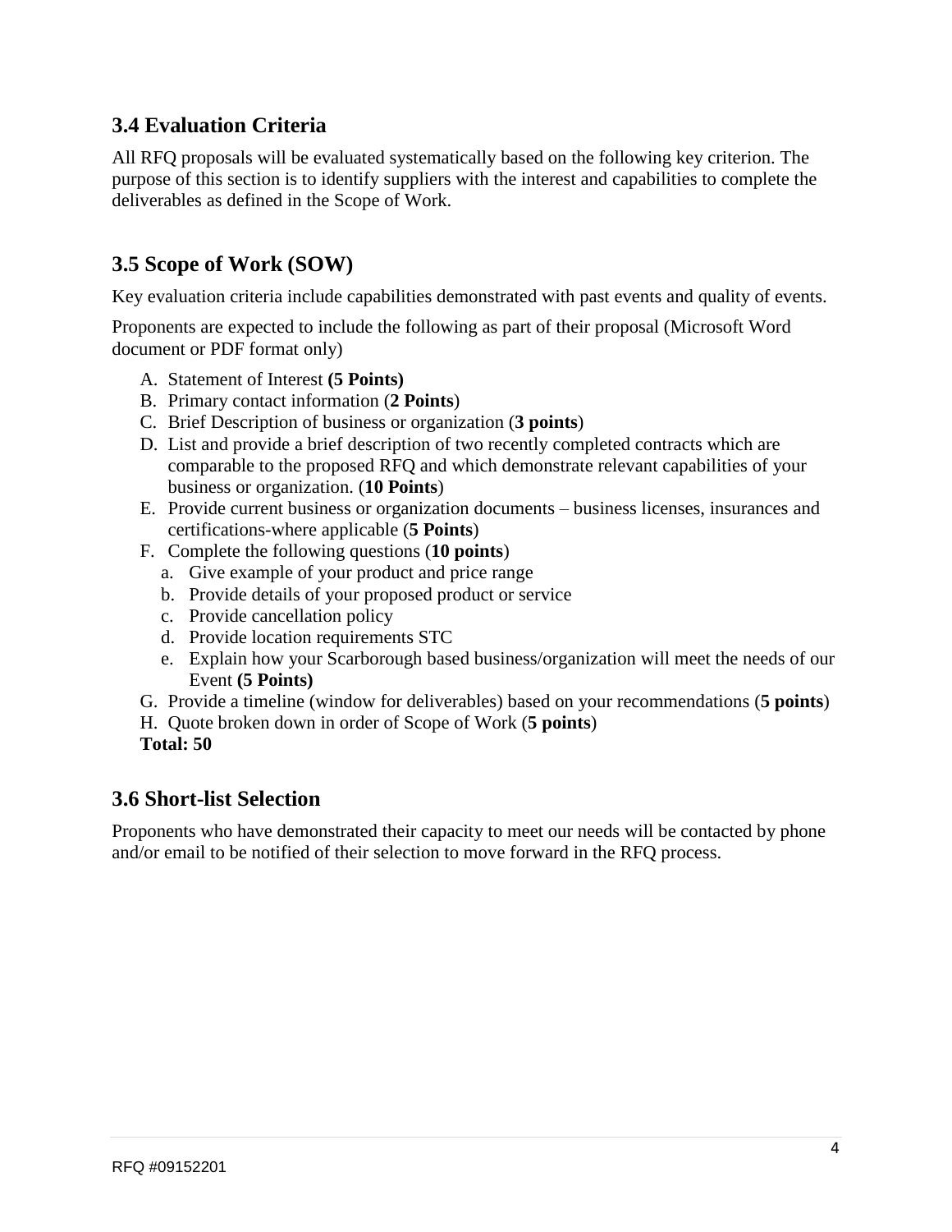## 3.4 Evaluation Criteria

All RFQ proposals will be evaluated systematically based on the following key criterion. The purpose of this section is to identify suppliers with the interest and capabilities to complete the deliverables as defined in the Scope of Work.

## 3.5 Scope of Work (SOW)

Key evaluation criteria include capabilities demonstrated with past events and quality of events.

Proponents are expected to include the following as part of their proposal (Microsoft Word document or PDF format only)

A. Statement of Interest **(5 Points)**
B. Primary contact information (**2 Points**)
C. Brief Description of business or organization (**3 points**)
D. List and provide a brief description of two recently completed contracts which are comparable to the proposed RFQ and which demonstrate relevant capabilities of your business or organization. (**10 Points**)
E. Provide current business or organization documents – business licenses, insurances and certifications-where applicable (**5 Points**)
F. Complete the following questions (**10 points**)
   a. Give example of your product and price range
   b. Provide details of your proposed product or service
   c. Provide cancellation policy
   d. Provide location requirements STC
   e. Explain how your Scarborough based business/organization will meet the needs of our Event **(5 Points)**
G. Provide a timeline (window for deliverables) based on your recommendations (**5 points**)
H. Quote broken down in order of Scope of Work (**5 points**)

**Total: 50**

## 3.6 Short-list Selection

Proponents who have demonstrated their capacity to meet our needs will be contacted by phone and/or email to be notified of their selection to move forward in the RFQ process.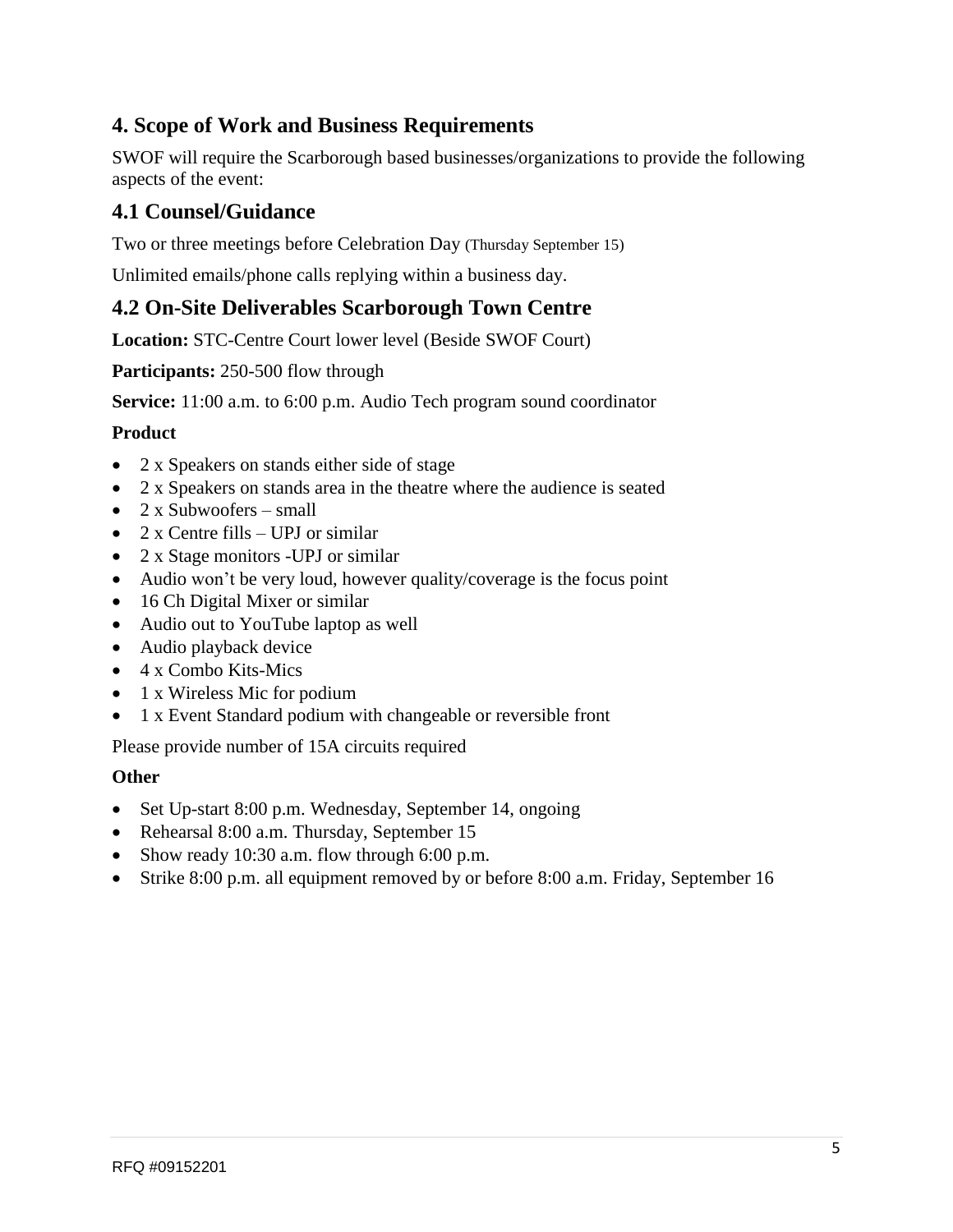## 4. Scope of Work and Business Requirements

SWOF will require the Scarborough based businesses/organizations to provide the following aspects of the event:

## 4.1 Counsel/Guidance

Two or three meetings before Celebration Day (Thursday September 15)

Unlimited emails/phone calls replying within a business day.

## 4.2 On-Site Deliverables Scarborough Town Centre

**Location:** STC-Centre Court lower level (Beside SWOF Court)

**Participants:** 250-500 flow through

**Service:** 11:00 a.m. to 6:00 p.m. Audio Tech program sound coordinator

**Product**

- 2 x Speakers on stands either side of stage
- 2 x Speakers on stands area in the theatre where the audience is seated
- 2 x Subwoofers – small
- 2 x Centre fills – UPJ or similar
- 2 x Stage monitors -UPJ or similar
- Audio won't be very loud, however quality/coverage is the focus point
- 16 Ch Digital Mixer or similar
- Audio out to YouTube laptop as well
- Audio playback device
- 4 x Combo Kits-Mics
- 1 x Wireless Mic for podium
- 1 x Event Standard podium with changeable or reversible front

Please provide number of 15A circuits required

**Other**

- Set Up-start 8:00 p.m. Wednesday, September 14, ongoing
- Rehearsal 8:00 a.m. Thursday, September 15
- Show ready 10:30 a.m. flow through 6:00 p.m.
- Strike 8:00 p.m. all equipment removed by or before 8:00 a.m. Friday, September 16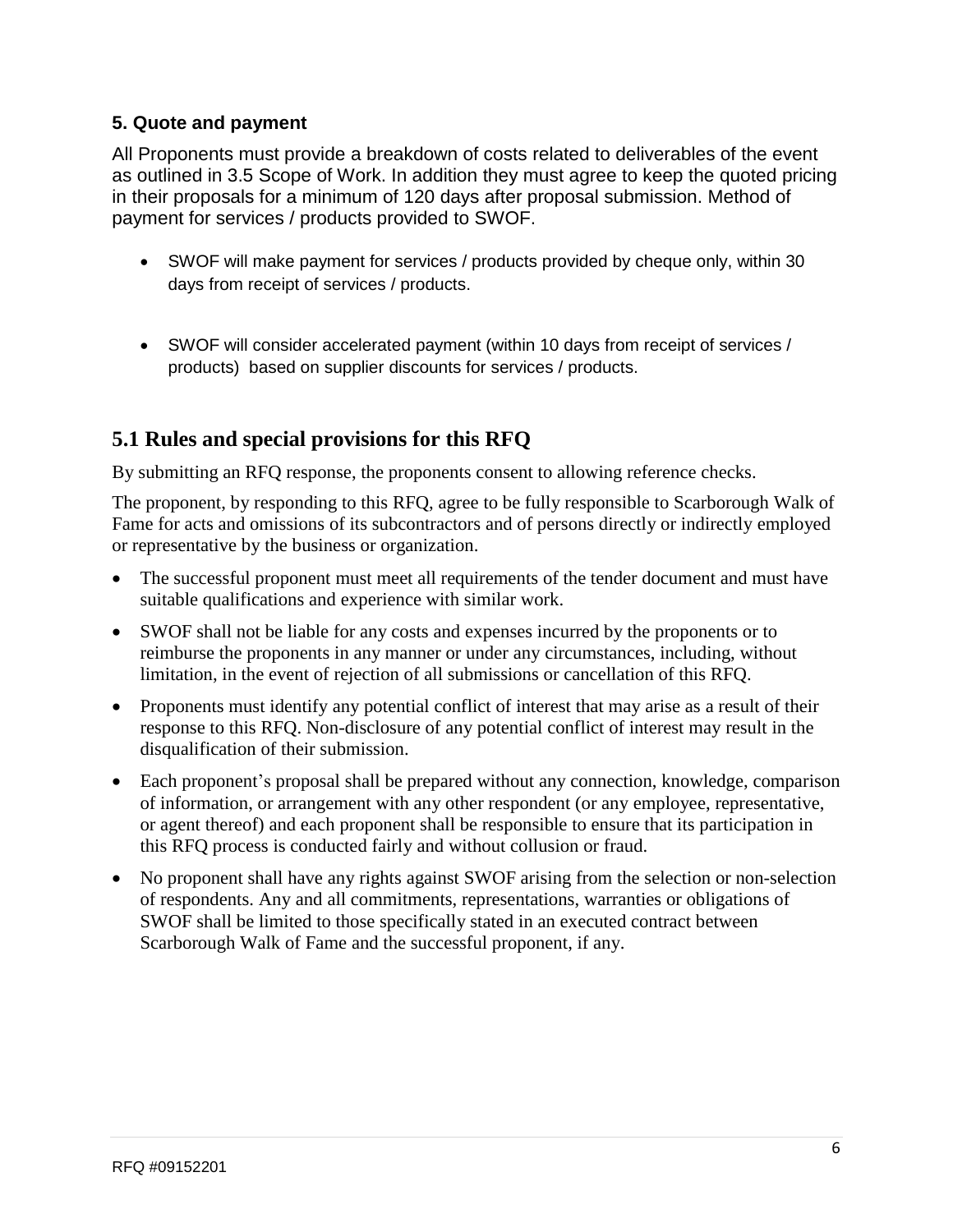### 5. Quote and payment

All Proponents must provide a breakdown of costs related to deliverables of the event as outlined in 3.5 Scope of Work. In addition they must agree to keep the quoted pricing in their proposals for a minimum of 120 days after proposal submission. Method of payment for services / products provided to SWOF.

- SWOF will make payment for services / products provided by cheque only, within 30 days from receipt of services / products.

- SWOF will consider accelerated payment (within 10 days from receipt of services / products) based on supplier discounts for services / products.

## 5.1 Rules and special provisions for this RFQ

By submitting an RFQ response, the proponents consent to allowing reference checks.

The proponent, by responding to this RFQ, agree to be fully responsible to Scarborough Walk of Fame for acts and omissions of its subcontractors and of persons directly or indirectly employed or representative by the business or organization.

- The successful proponent must meet all requirements of the tender document and must have suitable qualifications and experience with similar work.
- SWOF shall not be liable for any costs and expenses incurred by the proponents or to reimburse the proponents in any manner or under any circumstances, including, without limitation, in the event of rejection of all submissions or cancellation of this RFQ.
- Proponents must identify any potential conflict of interest that may arise as a result of their response to this RFQ. Non-disclosure of any potential conflict of interest may result in the disqualification of their submission.
- Each proponent's proposal shall be prepared without any connection, knowledge, comparison of information, or arrangement with any other respondent (or any employee, representative, or agent thereof) and each proponent shall be responsible to ensure that its participation in this RFQ process is conducted fairly and without collusion or fraud.
- No proponent shall have any rights against SWOF arising from the selection or non-selection of respondents. Any and all commitments, representations, warranties or obligations of SWOF shall be limited to those specifically stated in an executed contract between Scarborough Walk of Fame and the successful proponent, if any.